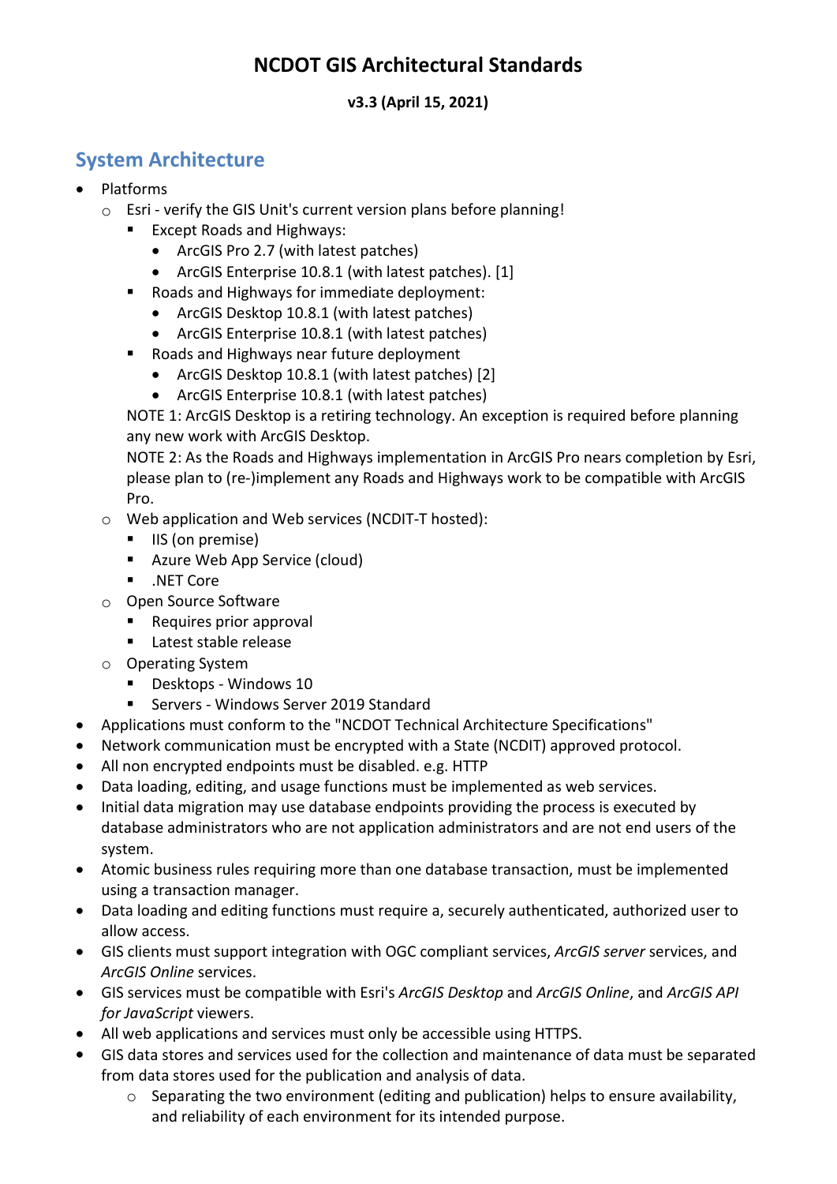# NCDOT GIS Architectural Standards

**v3.3 (April 15, 2021)**

## System Architecture

- Platforms
  - Esri - verify the GIS Unit's current version plans before planning!
    - Except Roads and Highways:
      - ArcGIS Pro 2.7 (with latest patches)
      - ArcGIS Enterprise 10.8.1 (with latest patches). [1]
    - Roads and Highways for immediate deployment:
      - ArcGIS Desktop 10.8.1 (with latest patches)
      - ArcGIS Enterprise 10.8.1 (with latest patches)
    - Roads and Highways near future deployment
      - ArcGIS Desktop 10.8.1 (with latest patches) [2]
      - ArcGIS Enterprise 10.8.1 (with latest patches)

    NOTE 1: ArcGIS Desktop is a retiring technology. An exception is required before planning any new work with ArcGIS Desktop.
    NOTE 2: As the Roads and Highways implementation in ArcGIS Pro nears completion by Esri, please plan to (re-)implement any Roads and Highways work to be compatible with ArcGIS Pro.
  - Web application and Web services (NCDIT-T hosted):
    - IIS (on premise)
    - Azure Web App Service (cloud)
    - .NET Core
  - Open Source Software
    - Requires prior approval
    - Latest stable release
  - Operating System
    - Desktops - Windows 10
    - Servers - Windows Server 2019 Standard
- Applications must conform to the "NCDOT Technical Architecture Specifications"
- Network communication must be encrypted with a State (NCDIT) approved protocol.
- All non encrypted endpoints must be disabled. e.g. HTTP
- Data loading, editing, and usage functions must be implemented as web services.
- Initial data migration may use database endpoints providing the process is executed by database administrators who are not application administrators and are not end users of the system.
- Atomic business rules requiring more than one database transaction, must be implemented using a transaction manager.
- Data loading and editing functions must require a, securely authenticated, authorized user to allow access.
- GIS clients must support integration with OGC compliant services, *ArcGIS server* services, and *ArcGIS Online* services.
- GIS services must be compatible with Esri's *ArcGIS Desktop* and *ArcGIS Online*, and *ArcGIS API for JavaScript* viewers.
- All web applications and services must only be accessible using HTTPS.
- GIS data stores and services used for the collection and maintenance of data must be separated from data stores used for the publication and analysis of data.
  - Separating the two environment (editing and publication) helps to ensure availability, and reliability of each environment for its intended purpose.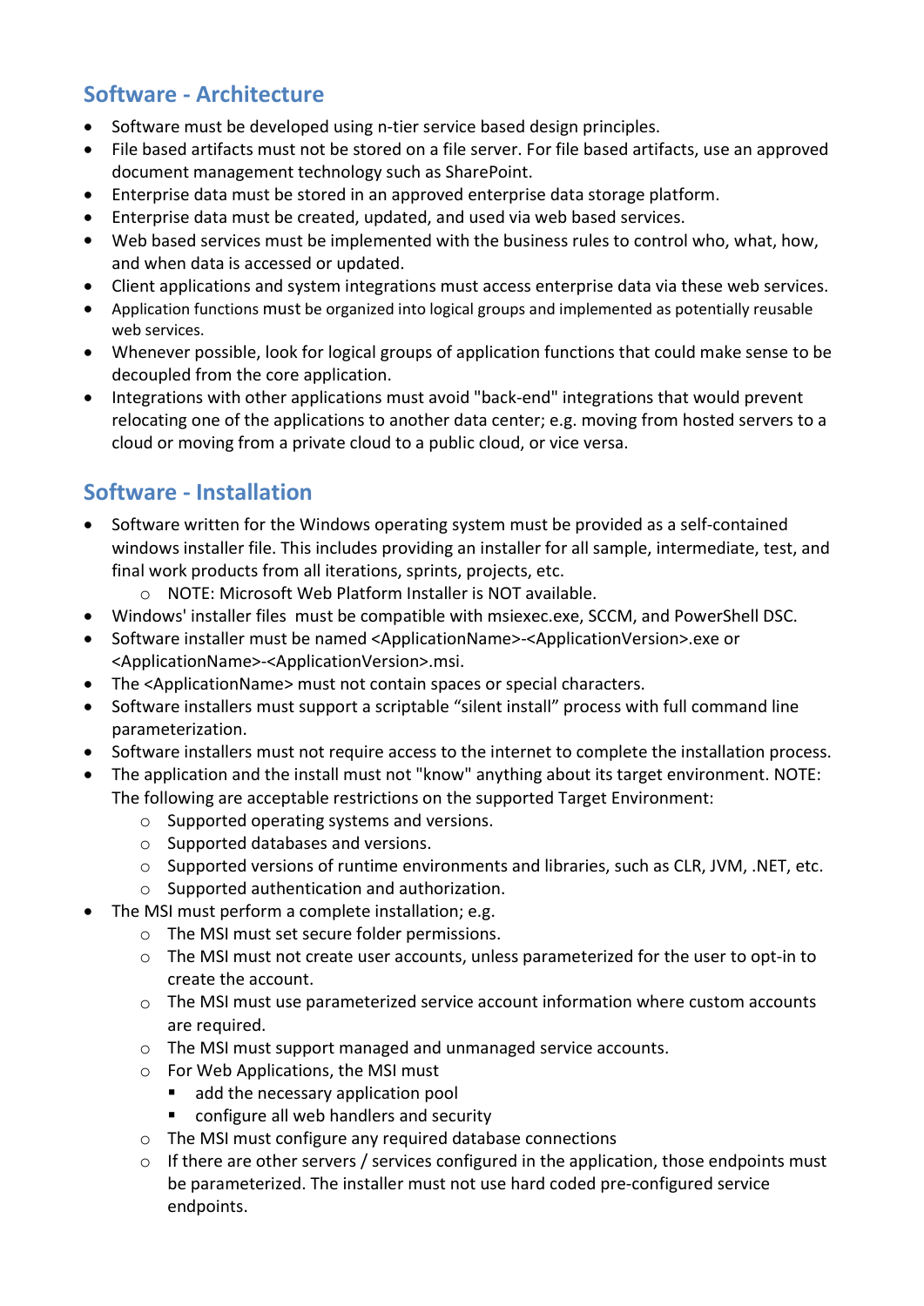## Software - Architecture

- Software must be developed using n-tier service based design principles.
- File based artifacts must not be stored on a file server. For file based artifacts, use an approved document management technology such as SharePoint.
- Enterprise data must be stored in an approved enterprise data storage platform.
- Enterprise data must be created, updated, and used via web based services.
- Web based services must be implemented with the business rules to control who, what, how, and when data is accessed or updated.
- Client applications and system integrations must access enterprise data via these web services.
- Application functions must be organized into logical groups and implemented as potentially reusable web services.
- Whenever possible, look for logical groups of application functions that could make sense to be decoupled from the core application.
- Integrations with other applications must avoid "back-end" integrations that would prevent relocating one of the applications to another data center; e.g. moving from hosted servers to a cloud or moving from a private cloud to a public cloud, or vice versa.

## Software - Installation

- Software written for the Windows operating system must be provided as a self-contained windows installer file. This includes providing an installer for all sample, intermediate, test, and final work products from all iterations, sprints, projects, etc.
  - NOTE: Microsoft Web Platform Installer is NOT available.
- Windows' installer files must be compatible with msiexec.exe, SCCM, and PowerShell DSC.
- Software installer must be named <ApplicationName>-<ApplicationVersion>.exe or <ApplicationName>-<ApplicationVersion>.msi.
- The <ApplicationName> must not contain spaces or special characters.
- Software installers must support a scriptable “silent install” process with full command line parameterization.
- Software installers must not require access to the internet to complete the installation process.
- The application and the install must not "know" anything about its target environment. NOTE: The following are acceptable restrictions on the supported Target Environment:
  - Supported operating systems and versions.
  - Supported databases and versions.
  - Supported versions of runtime environments and libraries, such as CLR, JVM, .NET, etc.
  - Supported authentication and authorization.
- The MSI must perform a complete installation; e.g.
  - The MSI must set secure folder permissions.
  - The MSI must not create user accounts, unless parameterized for the user to opt-in to create the account.
  - The MSI must use parameterized service account information where custom accounts are required.
  - The MSI must support managed and unmanaged service accounts.
  - For Web Applications, the MSI must
    - add the necessary application pool
    - configure all web handlers and security
  - The MSI must configure any required database connections
  - If there are other servers / services configured in the application, those endpoints must be parameterized. The installer must not use hard coded pre-configured service endpoints.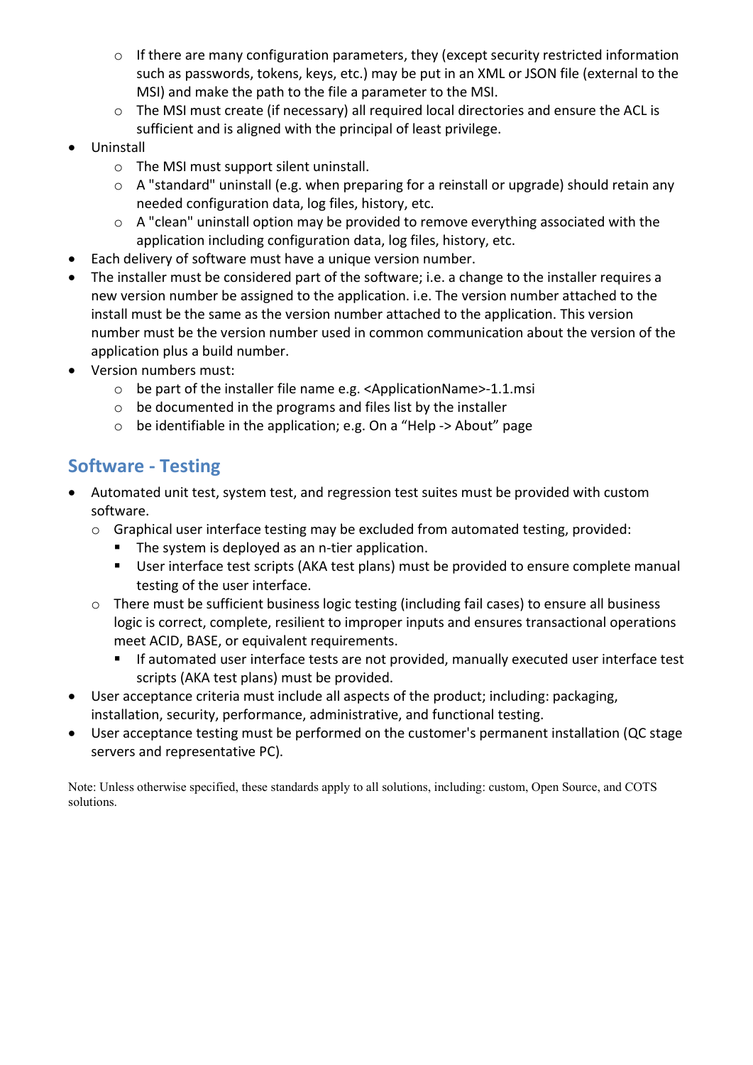- If there are many configuration parameters, they (except security restricted information such as passwords, tokens, keys, etc.) may be put in an XML or JSON file (external to the MSI) and make the path to the file a parameter to the MSI.
    - The MSI must create (if necessary) all required local directories and ensure the ACL is sufficient and is aligned with the principal of least privilege.
- Uninstall
    - The MSI must support silent uninstall.
    - A "standard" uninstall (e.g. when preparing for a reinstall or upgrade) should retain any needed configuration data, log files, history, etc.
    - A "clean" uninstall option may be provided to remove everything associated with the application including configuration data, log files, history, etc.
- Each delivery of software must have a unique version number.
- The installer must be considered part of the software; i.e. a change to the installer requires a new version number be assigned to the application. i.e. The version number attached to the install must be the same as the version number attached to the application. This version number must be the version number used in common communication about the version of the application plus a build number.
- Version numbers must:
    - be part of the installer file name e.g. <ApplicationName>-1.1.msi
    - be documented in the programs and files list by the installer
    - be identifiable in the application; e.g. On a “Help -> About” page

## Software - Testing

- Automated unit test, system test, and regression test suites must be provided with custom software.
    - Graphical user interface testing may be excluded from automated testing, provided:
        - The system is deployed as an n-tier application.
        - User interface test scripts (AKA test plans) must be provided to ensure complete manual testing of the user interface.
    - There must be sufficient business logic testing (including fail cases) to ensure all business logic is correct, complete, resilient to improper inputs and ensures transactional operations meet ACID, BASE, or equivalent requirements.
        - If automated user interface tests are not provided, manually executed user interface test scripts (AKA test plans) must be provided.
- User acceptance criteria must include all aspects of the product; including: packaging, installation, security, performance, administrative, and functional testing.
- User acceptance testing must be performed on the customer's permanent installation (QC stage servers and representative PC).

Note: Unless otherwise specified, these standards apply to all solutions, including: custom, Open Source, and COTS solutions.